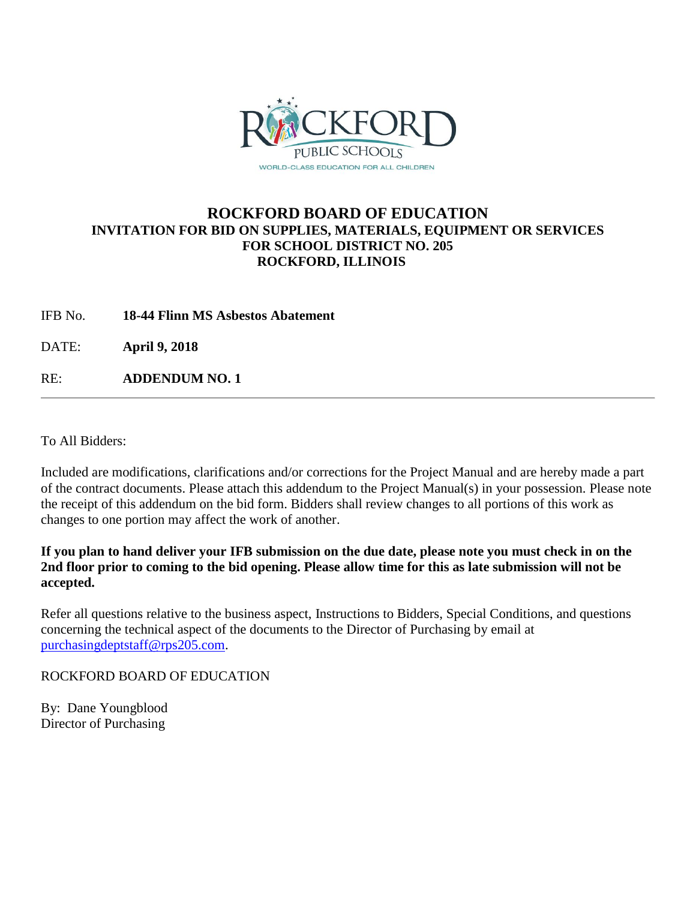# ROCKFORD BOARD OF EDUCATION

## INVITATION FOR BID ON SUPPLIES, MATERIALS, EQUIPMENT OR SERVICES FOR SCHOOL DISTRICT NO. 205 ROCKFORD, ILLINOIS

IFB No. **18-44 Flinn MS Asbestos Abatement**

DATE: **April 9, 2018**

RE: **ADDENDUM NO. 1**

---

To All Bidders:

Included are modifications, clarifications and/or corrections for the Project Manual and are hereby made a part of the contract documents. Please attach this addendum to the Project Manual(s) in your possession. Please note the receipt of this addendum on the bid form. Bidders shall review changes to all portions of this work as changes to one portion may affect the work of another.

**If you plan to hand deliver your IFB submission on the due date, please note you must check in on the 2nd floor prior to coming to the bid opening. Please allow time for this as late submission will not be accepted.**

Refer all questions relative to the business aspect, Instructions to Bidders, Special Conditions, and questions concerning the technical aspect of the documents to the Director of Purchasing by email at purchasingdeptstaff@rps205.com.

ROCKFORD BOARD OF EDUCATION

By: Dane Youngblood
Director of Purchasing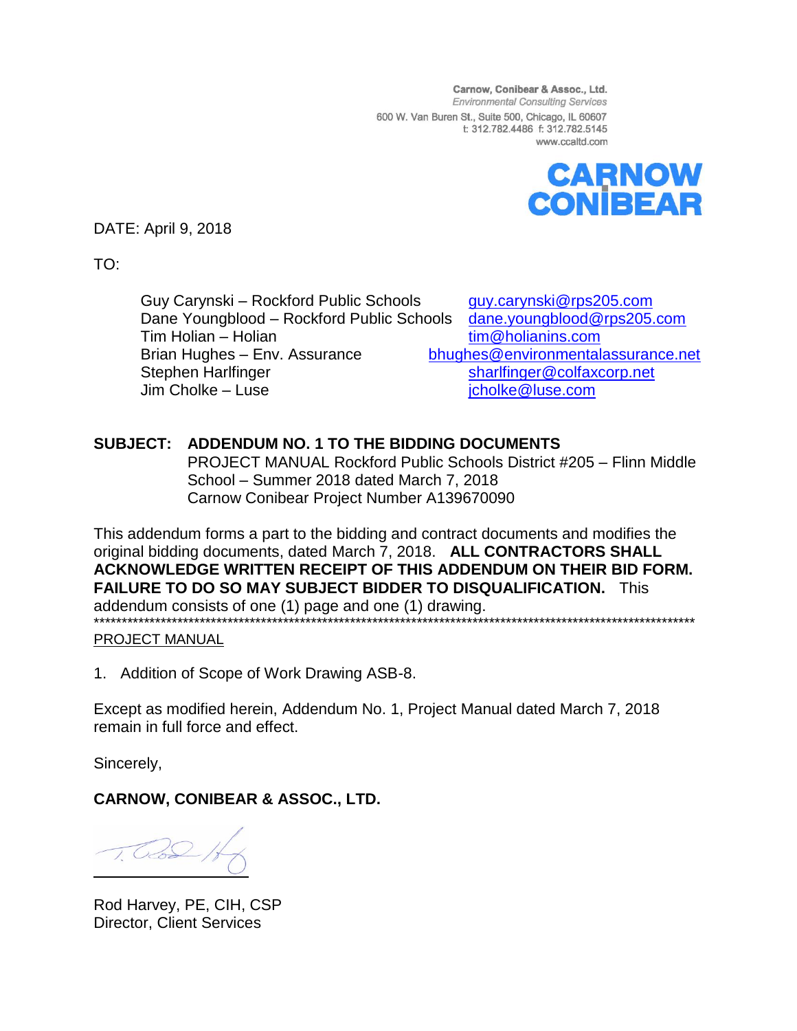Carnow, Conibear & Assoc., Ltd.
*Environmental Consulting Services*
600 W. Van Buren St., Suite 500, Chicago, IL 60607
t: 312.782.4486 f: 312.782.5145
www.ccaltd.com

**CARNOW CONIBEAR**

DATE: April 9, 2018

TO:

| | |
|---|---|
| Guy Carynski – Rockford Public Schools | guy.carynski@rps205.com |
| Dane Youngblood – Rockford Public Schools | dane.youngblood@rps205.com |
| Tim Holian – Holian | tim@holianins.com |
| Brian Hughes – Env. Assurance | bhughes@environmentalassurance.net |
| Stephen Harlfinger | sharlfinger@colfaxcorp.net |
| Jim Cholke – Luse | jcholke@luse.com |

**SUBJECT: ADDENDUM NO. 1 TO THE BIDDING DOCUMENTS**
PROJECT MANUAL Rockford Public Schools District #205 – Flinn Middle School – Summer 2018 dated March 7, 2018
Carnow Conibear Project Number A139670090

This addendum forms a part to the bidding and contract documents and modifies the original bidding documents, dated March 7, 2018. **ALL CONTRACTORS SHALL ACKNOWLEDGE WRITTEN RECEIPT OF THIS ADDENDUM ON THEIR BID FORM. FAILURE TO DO SO MAY SUBJECT BIDDER TO DISQUALIFICATION.** This addendum consists of one (1) page and one (1) drawing.

*************************************************************************************************************

PROJECT MANUAL

1. Addition of Scope of Work Drawing ASB-8.

Except as modified herein, Addendum No. 1, Project Manual dated March 7, 2018 remain in full force and effect.

Sincerely,

**CARNOW, CONIBEAR & ASSOC., LTD.**

Rod Harvey, PE, CIH, CSP
Director, Client Services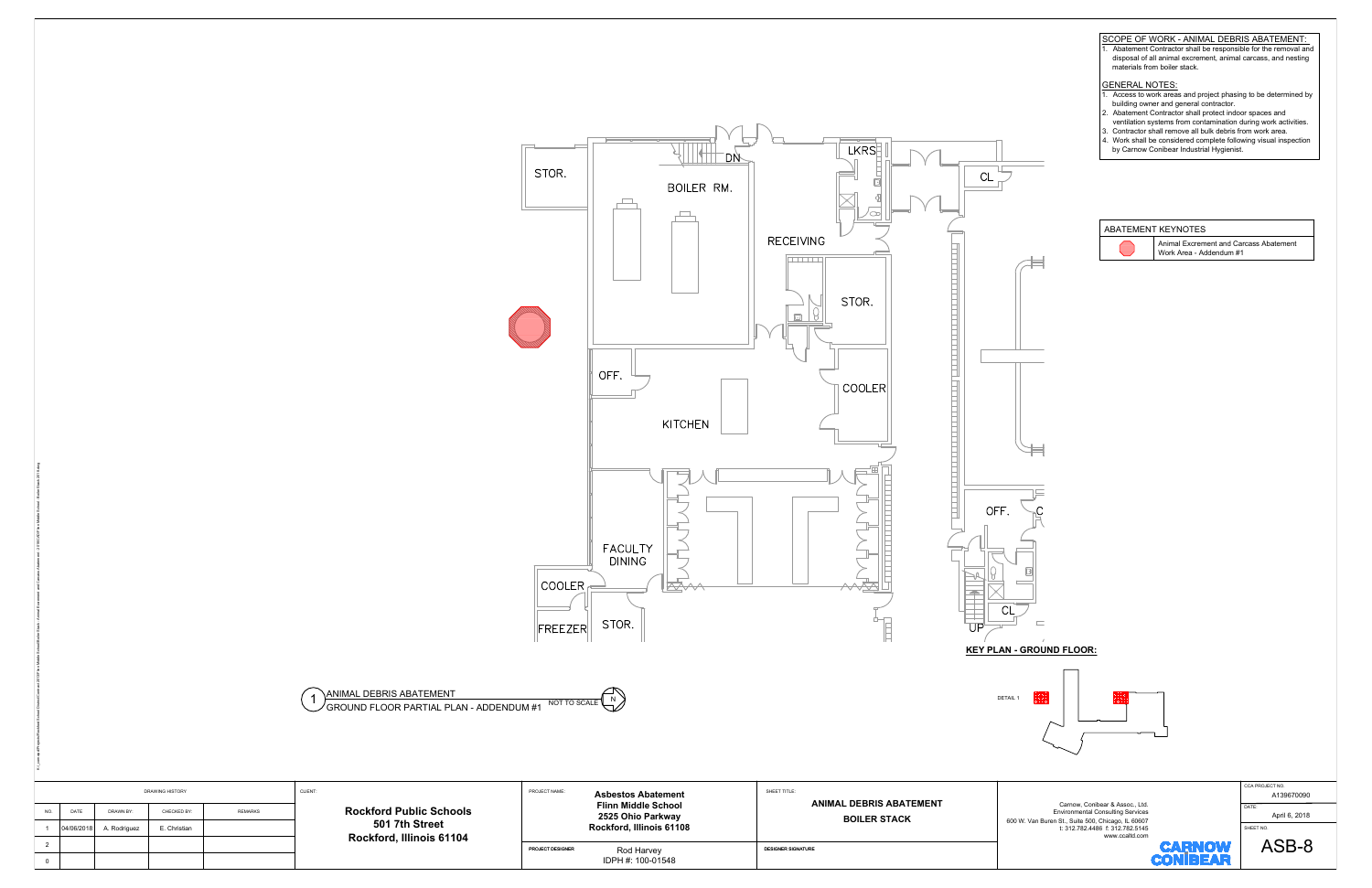## SCOPE OF WORK - ANIMAL DEBRIS ABATEMENT:

1. Abatement Contractor shall be responsible for the removal and disposal of all animal excrement, animal carcass, and nesting materials from boiler stack.

## GENERAL NOTES:

1. Access to work areas and project phasing to be determined by building owner and general contractor.
2. Abatement Contractor shall protect indoor spaces and ventilation systems from contamination during work activities.
3. Contractor shall remove all bulk debris from work area.
4. Work shall be considered complete following visual inspection by Carnow Conibear Industrial Hygienist.

## ABATEMENT KEYNOTES

| Symbol | Description |
|---|---|
| (red octagon) | Animal Excrement and Carcass Abatement Work Area - Addendum #1 |

STOR. BOILER RM. DN LKRS CL RECEIVING STOR. OFF. COOLER KITCHEN OFF. FACULTY DINING COOLER FREEZER STOR. CL UP

**KEY PLAN - GROUND FLOOR:**

DETAIL 1

1 ANIMAL DEBRIS ABATEMENT
GROUND FLOOR PARTIAL PLAN - ADDENDUM #1 NOT TO SCALE N

| | | DRAWING HISTORY | | |
|---|---|---|---|---|
| NO. | DATE | DRAWN BY: | CHECKED BY: | REMARKS |
| 1 | 04/06/2018 | A. Rodriguez | E. Christian | |
| 2 | | | | |
| 0 | | | | |

CLIENT: **Rockford Public Schools 501 7th Street Rockford, Illinois 61104**

PROJECT NAME: **Asbestos Abatement Flinn Middle School 2525 Ohio Parkway Rockford, Illinois 61108**

PROJECT DESIGNER: Rod Harvey IDPH #: 100-01548

SHEET TITLE: **ANIMAL DEBRIS ABATEMENT BOILER STACK**

DESIGNER SIGNATURE

Carnow, Conibear & Assoc., Ltd.
Environmental Consulting Services
600 W. Van Buren St., Suite 500, Chicago, IL 60607
t: 312.782.4486 f: 312.782.5145
www.ccaltd.com

CARNOW CONIBEAR

CCA PROJECT NO.: A139670090

DATE: April 6, 2018

SHEET NO.: ASB-8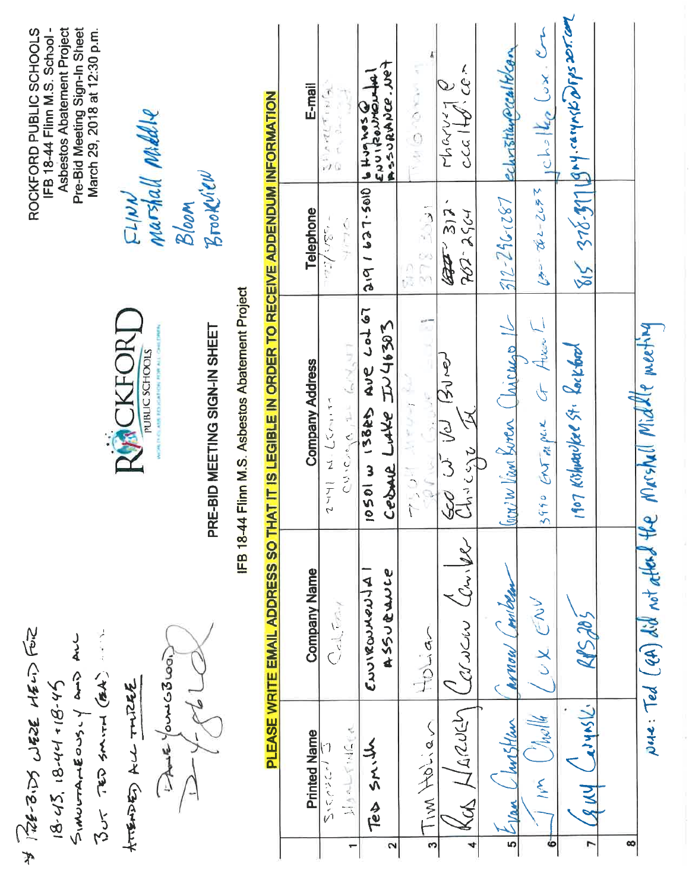ROCKFORD PUBLIC SCHOOLS
IFB 18-44 Flinn M.S. School - Asbestos Abatement Project
Pre-Bid Meeting Sign-In Sheet
March 29, 2018 at 12:30 p.m.

* PRE-BIDS WERE HELD FOR 18-43, 18-44 + 18-45 SIMULTANEOUSLY AND ALL BUT TED SMITH (EA) ATTENDED ALL THREE

Dave Young3loo(?)

FLINN
Marshall Middle
Bloom
Brookview

ROCKFORD PUBLIC SCHOOLS

# PRE-BID MEETING SIGN-IN SHEET

## IFB 18-44 Flinn M.S. Asbestos Abatement Project

**PLEASE WRITE EMAIL ADDRESS SO THAT IT IS LEGIBLE IN ORDER TO RECEIVE ADDENDUM INFORMATION**

| | Printed Name | Company Name | Company Address | Telephone | E-mail |
|---|---|---|---|---|---|
| 1 | Stephen J. Hauptfleisch | Colfax | 2441 N. Leavitt Chicago, IL 60647 | 773/489-4770 | shauptfleisch@colfaxcorp.com |
| 2 | Ted Smith | Environmental Assurance | 10501 W 133rd Ave Lot 67 Cedar Lake IN 46303 | 219 / 627-5010 | b.Hughes@environmental-assurance.net |
| 3 | Tim Holian | Holian | 7301 ... Spring Grove ... | 815 378 3531 | tim@... |
| 4 | Ross Harvey | Carnow Conibear | 600 W Van Buren Chicago IL | 312-762-2964 | rharvey@ccaltd.com |
| 5 | Evan Christian | Carnow Conibear | 600 W Van Buren Chicago IL | 312-296-1287 | echristian@ccaltd.com |
| 6 | Jim Chiolla | Lox ENV | 3990 Enterprise Ct Aurora IL | 630-862-2673 | jchiolla@lox.com |
| 7 | Gary Czyrnski | RPS 205 | 1907 Kishwaukee St. Rockford | 815 378-8917 | gary.czyrnski@rps205.com |
| 8 | | | | | |

Note: Ted (EA) did not attend the Marshall Middle meeting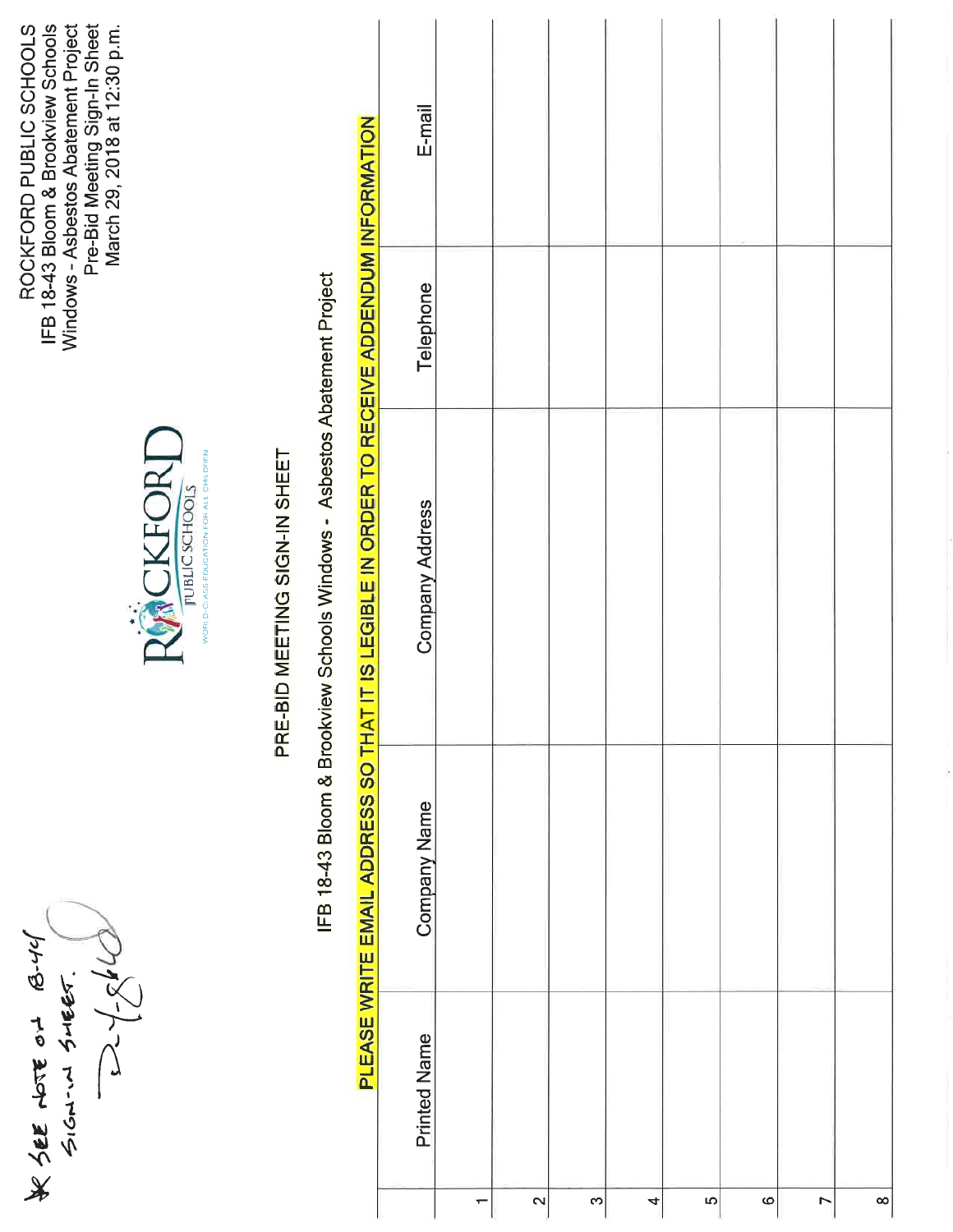ROCKFORD PUBLIC SCHOOLS
IFB 18-43 Bloom & Brookview Schools
Windows - Asbestos Abatement Project
Pre-Bid Meeting Sign-In Sheet
March 29, 2018 at 12:30 p.m.

*SEE NOTE ON 18-44 SIGN-IN SHEET.

# PRE-BID MEETING SIGN-IN SHEET

## IFB 18-43 Bloom & Brookview Schools Windows - Asbestos Abatement Project

**PLEASE WRITE EMAIL ADDRESS SO THAT IT IS LEGIBLE IN ORDER TO RECEIVE ADDENDUM INFORMATION**

| | Printed Name | Company Name | Company Address | Telephone | E-mail |
|---|---|---|---|---|---|
| 1 | | | | | |
| 2 | | | | | |
| 3 | | | | | |
| 4 | | | | | |
| 5 | | | | | |
| 6 | | | | | |
| 7 | | | | | |
| 8 | | | | | |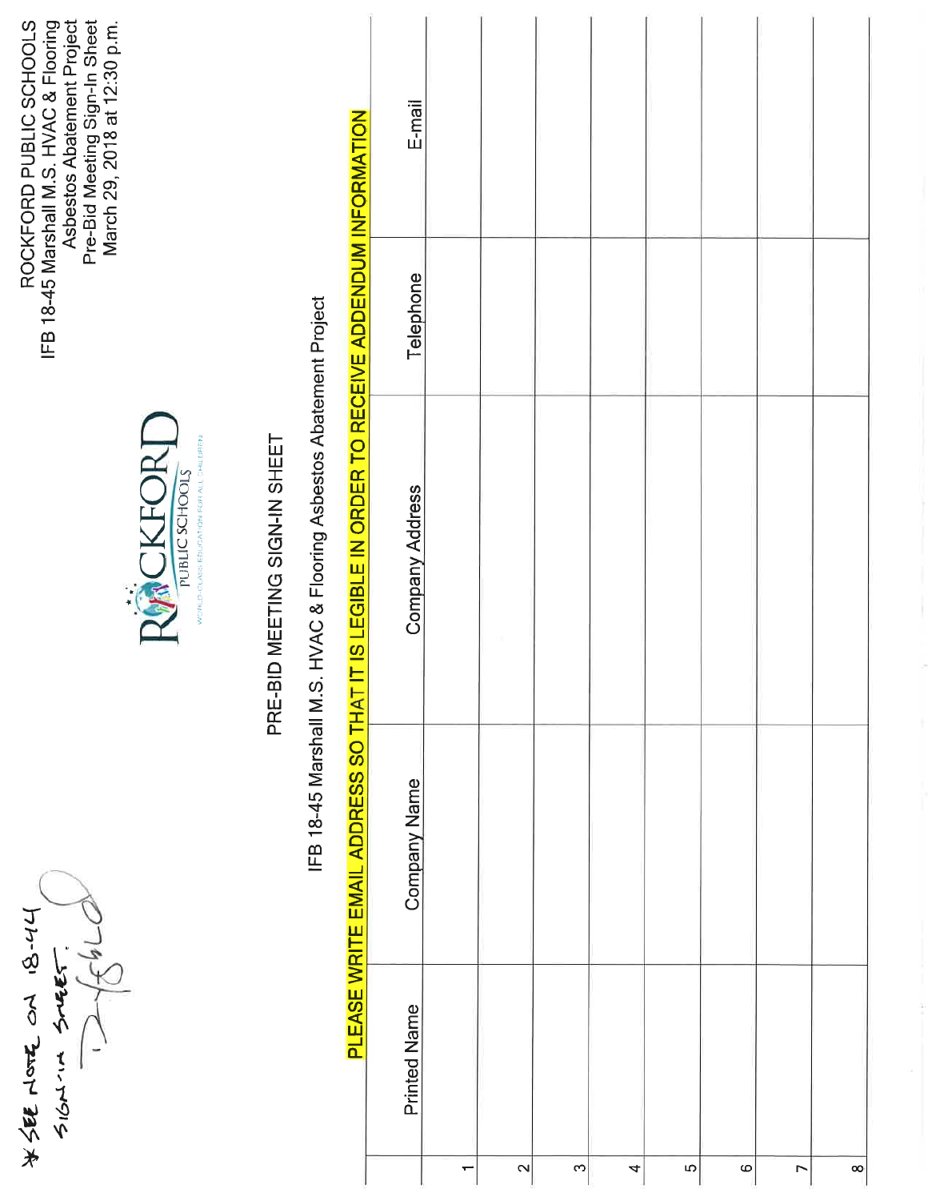*SEE NOTE ON 18-44 SIGN-IN SHEET.

ROCKFORD PUBLIC SCHOOLS
IFB 18-45 Marshall M.S. HVAC & Flooring
Asbestos Abatement Project
Pre-Bid Meeting Sign-In Sheet
March 29, 2018 at 12:30 p.m.

ROCKFORD PUBLIC SCHOOLS
WORLD-CLASS EDUCATION FOR ALL CHILDREN

# PRE-BID MEETING SIGN-IN SHEET

IFB 18-45 Marshall M.S. HVAC & Flooring Asbestos Abatement Project

**PLEASE WRITE EMAIL ADDRESS SO THAT IT IS LEGIBLE IN ORDER TO RECEIVE ADDENDUM INFORMATION**

| | Printed Name | Company Name | Company Address | Telephone | E-mail |
|---|---|---|---|---|---|
| 1 | | | | | |
| 2 | | | | | |
| 3 | | | | | |
| 4 | | | | | |
| 5 | | | | | |
| 6 | | | | | |
| 7 | | | | | |
| 8 | | | | | |